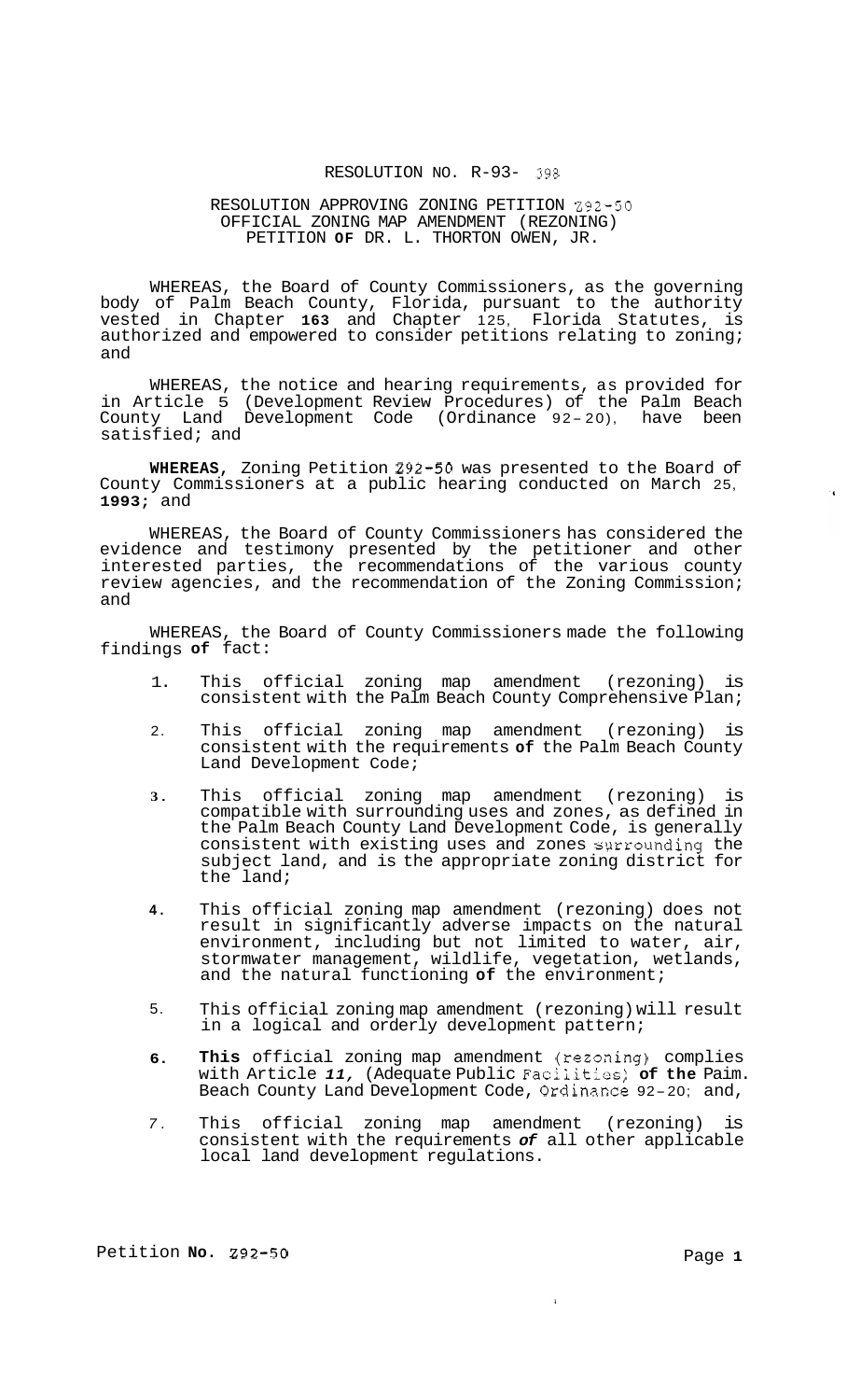RESOLUTION NO. R-93- 398

RESOLUTION APPROVING ZONING PETITION Z92-50
OFFICIAL ZONING MAP AMENDMENT (REZONING)
PETITION OF DR. L. THORTON OWEN, JR.

WHEREAS, the Board of County Commissioners, as the governing body of Palm Beach County, Florida, pursuant to the authority vested in Chapter 163 and Chapter 125, Florida Statutes, is authorized and empowered to consider petitions relating to zoning; and

WHEREAS, the notice and hearing requirements, as provided for in Article 5 (Development Review Procedures) of the Palm Beach County Land Development Code (Ordinance 92-20), have been satisfied; and

**WHEREAS,** Zoning Petition Z92-50 was presented to the Board of County Commissioners at a public hearing conducted on March 25, **1993;** and

WHEREAS, the Board of County Commissioners has considered the evidence and testimony presented by the petitioner and other interested parties, the recommendations of the various county review agencies, and the recommendation of the Zoning Commission; and

WHEREAS, the Board of County Commissioners made the following findings **of** fact:

1. This official zoning map amendment (rezoning) is consistent with the Palm Beach County Comprehensive Plan;

2. This official zoning map amendment (rezoning) is consistent with the requirements **of** the Palm Beach County Land Development Code;

3. This official zoning map amendment (rezoning) is compatible with surrounding uses and zones, as defined in the Palm Beach County Land Development Code, is generally consistent with existing uses and zones surrounding the subject land, and is the appropriate zoning district for the land;

4. This official zoning map amendment (rezoning) does not result in significantly adverse impacts on the natural environment, including but not limited to water, air, stormwater management, wildlife, vegetation, wetlands, and the natural functioning **of** the environment;

5. This official zoning map amendment (rezoning) will result in a logical and orderly development pattern;

6. **This** official zoning map amendment (rezoning) complies with Article *11,* (Adequate Public Facilities) **of the** Palm Beach County Land Development Code, Ordinance 92-20; and,

7. This official zoning map amendment (rezoning) is consistent with the requirements *of* all other applicable local land development regulations.

Petition **No.** Z92-50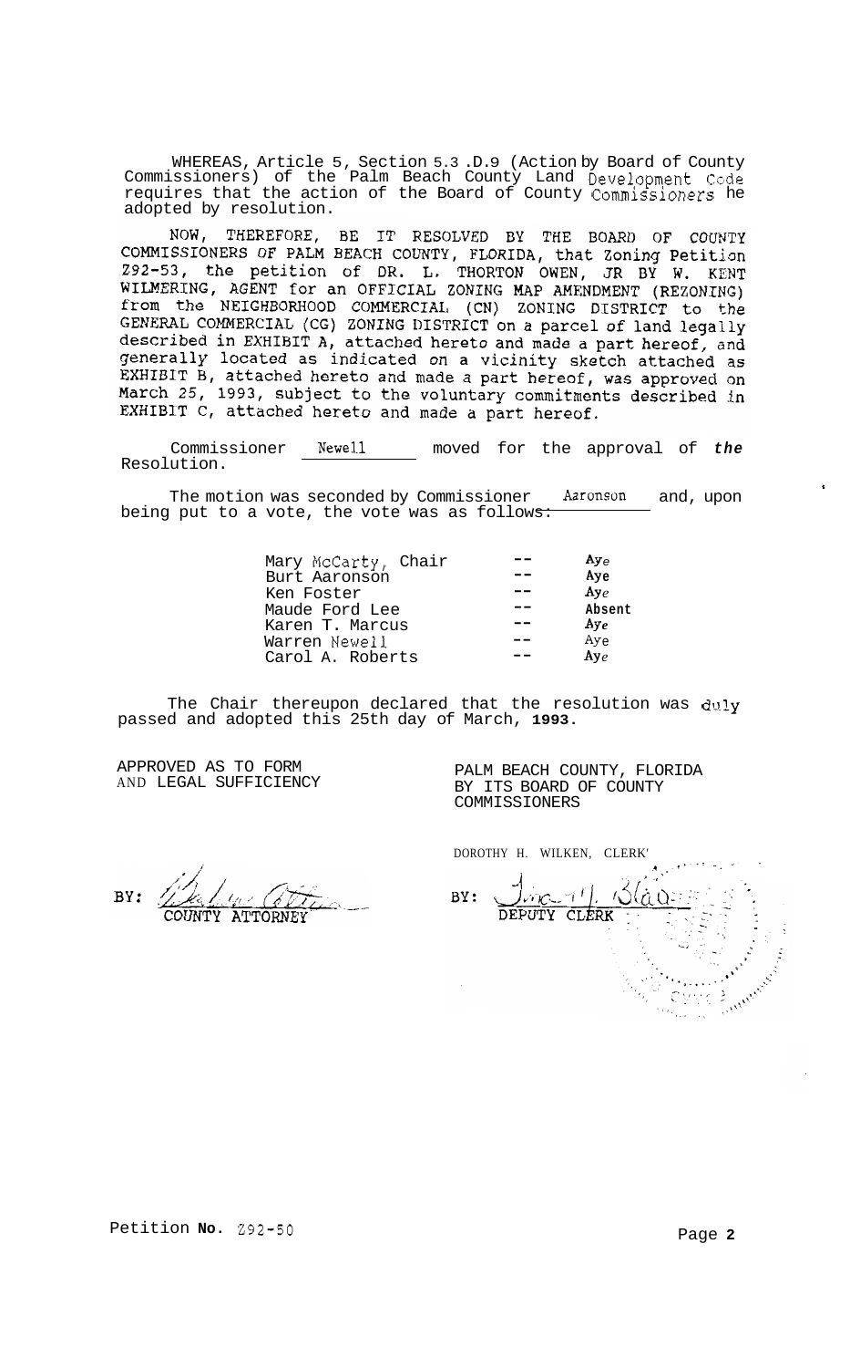WHEREAS, Article 5, Section 5.3 .D.9 (Action by Board of County Commissioners) of the Palm Beach County Land Development Code requires that the action of the Board of County Commissioners he adopted by resolution.

NOW, THEREFORE, BE IT RESOLVED BY THE BOARD OF COUNTY COMMISSIONERS OF PALM BEACH COUNTY, FLORIDA, that Zoning Petition Z92-53, the petition of DR. L. THORTON OWEN, JR BY W. KENT WILMERING, AGENT for an OFFICIAL ZONING MAP AMENDMENT (REZONING) from the NEIGHBORHOOD COMMERCIAL (CN) ZONING DISTRICT to the GENERAL COMMERCIAL (CG) ZONING DISTRICT on a parcel of land legally described in EXHIBIT A, attached hereto and made a part hereof, and generally located as indicated on a vicinity sketch attached as EXHIBIT B, attached hereto and made a part hereof, was approved on March 25, 1993, subject to the voluntary commitments described in EXHIBIT C, attached hereto and made a part hereof.

Commissioner Newell moved for the approval of *the* Resolution.

The motion was seconded by Commissioner Aaronson and, upon being put to a vote, the vote was as follows:

| | | |
|---|---|---|
| Mary McCarty, Chair | -- | Aye |
| Burt Aaronson | -- | Aye |
| Ken Foster | -- | Aye |
| Maude Ford Lee | -- | Absent |
| Karen T. Marcus | -- | Aye |
| Warren Newell | -- | Aye |
| Carol A. Roberts | -- | Aye |

The Chair thereupon declared that the resolution was duly passed and adopted this 25th day of March, **1993**.

APPROVED AS TO FORM
AND LEGAL SUFFICIENCY

BY: COUNTY ATTORNEY

PALM BEACH COUNTY, FLORIDA
BY ITS BOARD OF COUNTY
COMMISSIONERS

DOROTHY H. WILKEN, CLERK

BY: DEPUTY CLERK

Petition **No.** Z92-50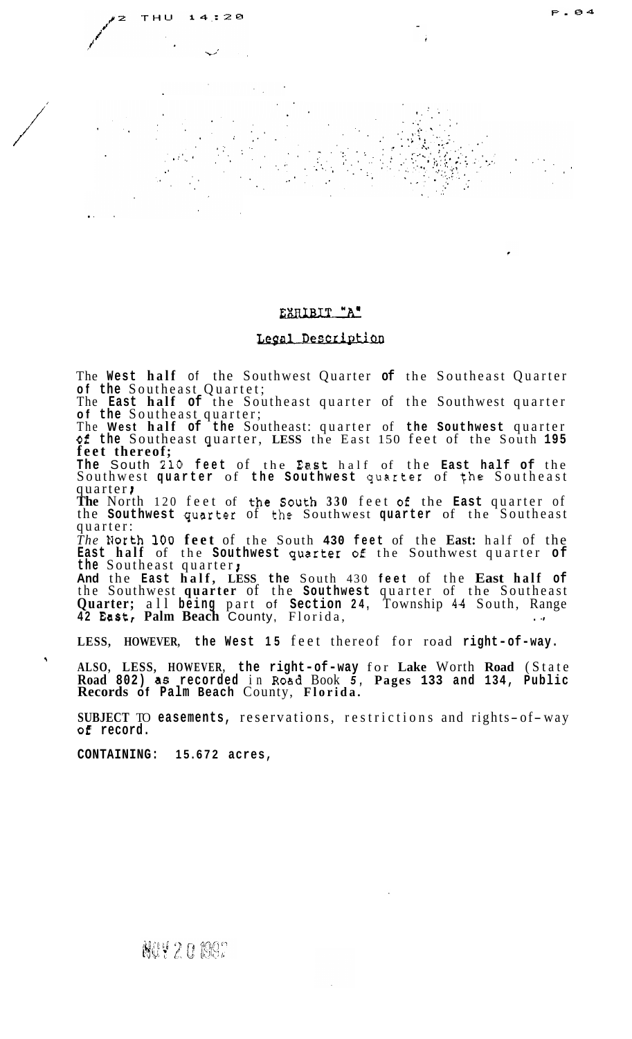# EXHIBIT "A"

## Legal Description

The West half of the Southwest Quarter of the Southeast Quarter of the Southeast Quartet;
The East half of the Southeast quarter of the Southwest quarter of the Southeast quarter;
The West half of the Southeast: quarter of the Southwest quarter of the Southeast quarter, LESS the East 150 feet of the South 195 feet thereof;
The South 210 feet of the East half of the East half of the Southwest quarter of the Southwest quarter of the Southeast quarter;
The North 120 feet of the South 330 feet of the East quarter of the Southwest quarter of the Southwest quarter of the Southeast quarter:
*The* North 100 feet of the South 430 feet of the East: half of the East half of the Southwest quarter of the Southwest quarter of the Southeast quarter;
And the East half, LESS the South 430 feet of the East half of the Southwest quarter of the Southwest quarter of the Southeast Quarter; all being part of Section 24, Township 44 South, Range 42 East, Palm Beach County, Florida,

LESS, HOWEVER, the West 15 feet thereof for road right-of-way.

ALSO, LESS, HOWEVER, the right-of-way for Lake Worth Road (State Road 802) as recorded in Road Book 5, Pages 133 and 134, Public Records of Palm Beach County, Florida.

SUBJECT TO easements, reservations, restrictions and rights-of-way of record.

CONTAINING: 15.672 acres,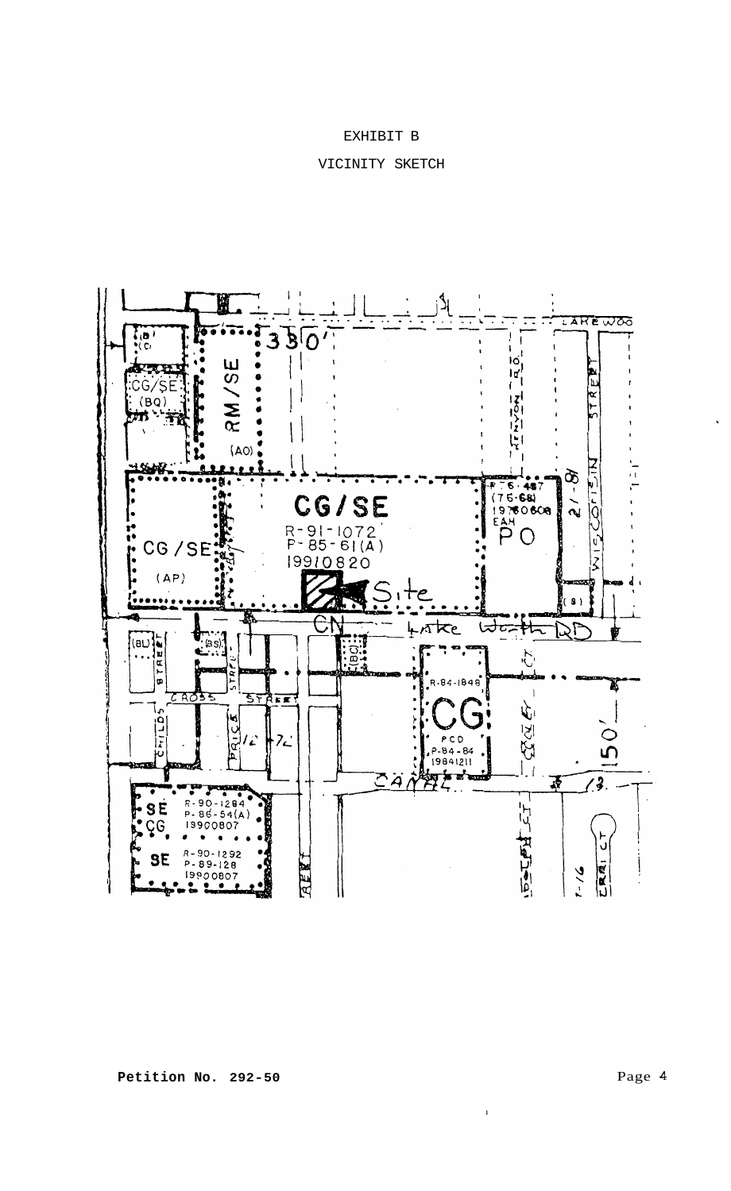# EXHIBIT B

## VICINITY SKETCH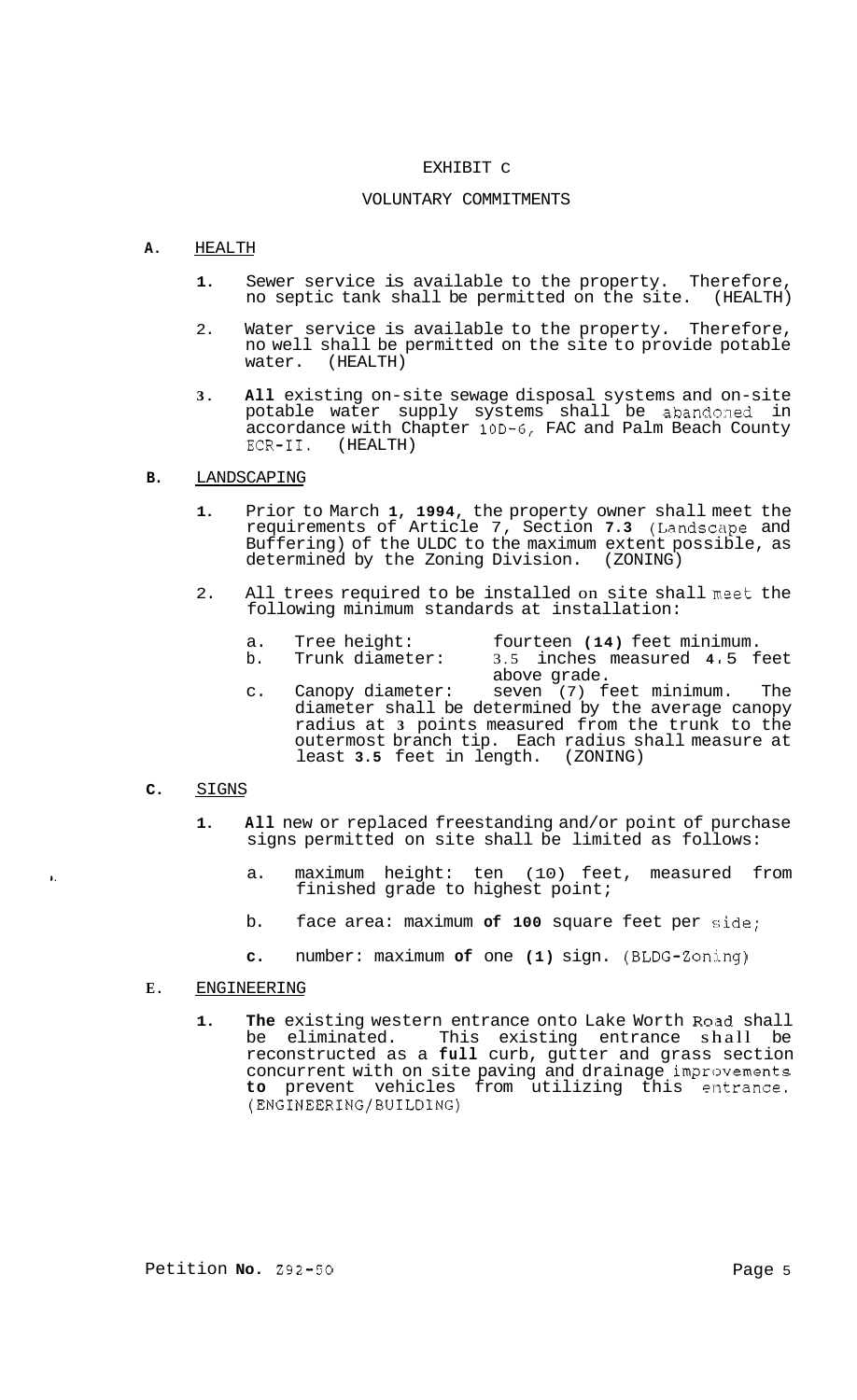# EXHIBIT C

## VOLUNTARY COMMITMENTS

**A.** HEALTH

1. Sewer service is available to the property. Therefore, no septic tank shall be permitted on the site. (HEALTH)

2. Water service is available to the property. Therefore, no well shall be permitted on the site to provide potable water. (HEALTH)

3. **All** existing on-site sewage disposal systems and on-site potable water supply systems shall be abandoned in accordance with Chapter 10D-6, FAC and Palm Beach County ECR-II. (HEALTH)

**B.** LANDSCAPING

1. Prior to March **1**, **1994**, the property owner shall meet the requirements of Article 7, Section **7.3** (Landscape and Buffering) of the ULDC to the maximum extent possible, as determined by the Zoning Division. (ZONING)

2. All trees required to be installed on site shall meet the following minimum standards at installation:

   a. Tree height: fourteen **(14)** feet minimum.

   b. Trunk diameter: 3.5 inches measured **4**.5 feet above grade.

   c. Canopy diameter: seven (7) feet minimum. The diameter shall be determined by the average canopy radius at **3** points measured from the trunk to the outermost branch tip. Each radius shall measure at least **3.5** feet in length. (ZONING)

**C.** SIGNS

1. **All** new or replaced freestanding and/or point of purchase signs permitted on site shall be limited as follows:

   a. maximum height: ten (10) feet, measured from finished grade to highest point;

   b. face area: maximum **of 100** square feet per side;

   **c.** number: maximum **of** one **(1)** sign. (BLDG-Zoning)

**E.** ENGINEERING

1. **The** existing western entrance onto Lake Worth Road shall be eliminated. This existing entrance shall be reconstructed as a **full** curb, gutter and grass section concurrent with on site paving and drainage improvements **to** prevent vehicles from utilizing this entrance. (ENGINEERING/BUILDING)

Petition **No.** Z92-50